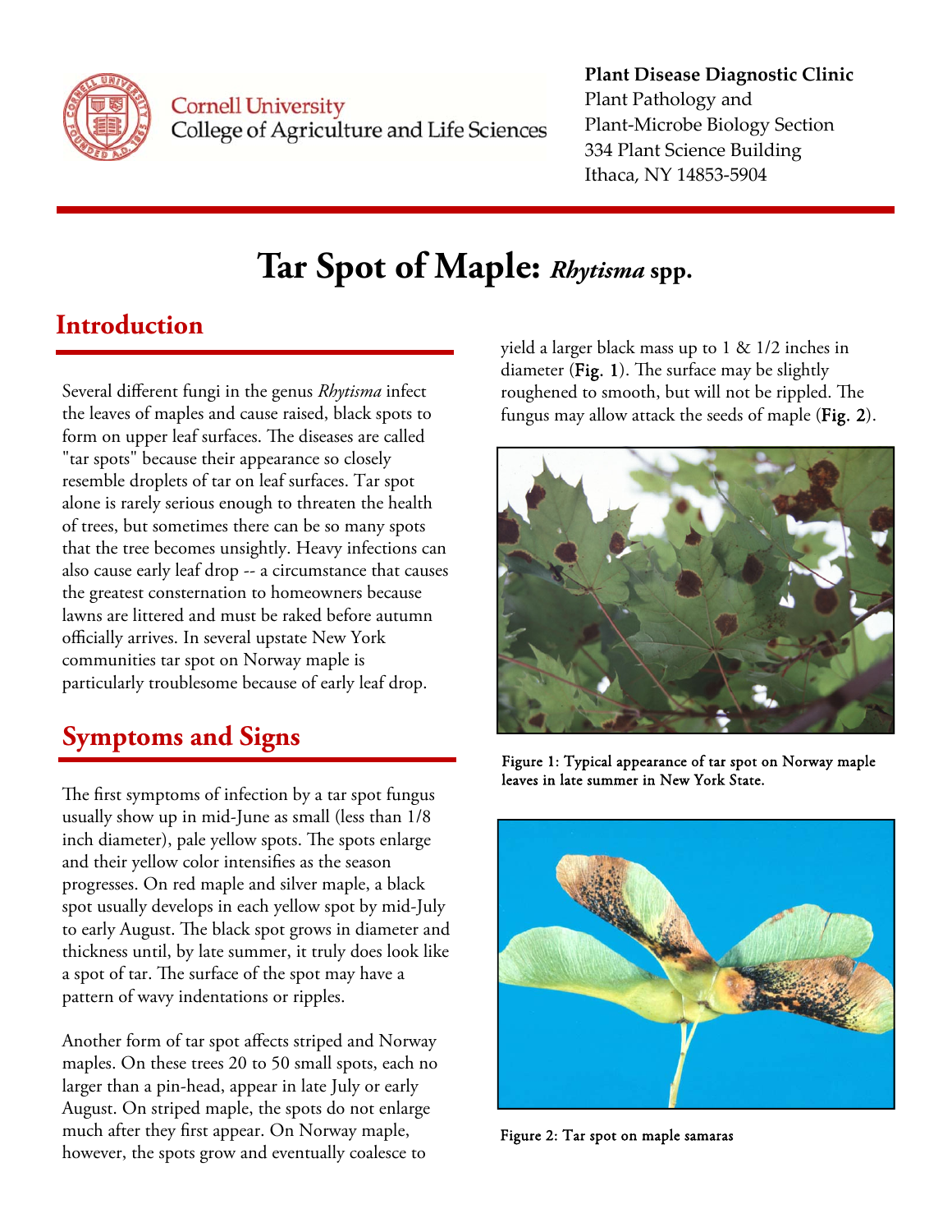Plant Disease Diagnostic Clinic
Plant Pathology and
Plant-Microbe Biology Section
334 Plant Science Building
Ithaca, NY 14853-5904

Cornell University
College of Agriculture and Life Sciences

# Tar Spot of Maple: *Rhytisma* spp.

## Introduction

Several different fungi in the genus *Rhytisma* infect the leaves of maples and cause raised, black spots to form on upper leaf surfaces. The diseases are called "tar spots" because their appearance so closely resemble droplets of tar on leaf surfaces. Tar spot alone is rarely serious enough to threaten the health of trees, but sometimes there can be so many spots that the tree becomes unsightly. Heavy infections can also cause early leaf drop -- a circumstance that causes the greatest consternation to homeowners because lawns are littered and must be raked before autumn officially arrives. In several upstate New York communities tar spot on Norway maple is particularly troublesome because of early leaf drop.

## Symptoms and Signs

The first symptoms of infection by a tar spot fungus usually show up in mid-June as small (less than 1/8 inch diameter), pale yellow spots. The spots enlarge and their yellow color intensifies as the season progresses. On red maple and silver maple, a black spot usually develops in each yellow spot by mid-July to early August. The black spot grows in diameter and thickness until, by late summer, it truly does look like a spot of tar. The surface of the spot may have a pattern of wavy indentations or ripples.

Another form of tar spot affects striped and Norway maples. On these trees 20 to 50 small spots, each no larger than a pin-head, appear in late July or early August. On striped maple, the spots do not enlarge much after they first appear. On Norway maple, however, the spots grow and eventually coalesce to yield a larger black mass up to 1 & 1/2 inches in diameter (**Fig. 1**). The surface may be slightly roughened to smooth, but will not be rippled. The fungus may allow attack the seeds of maple (**Fig. 2**).

Figure 1: Typical appearance of tar spot on Norway maple leaves in late summer in New York State.

Figure 2: Tar spot on maple samaras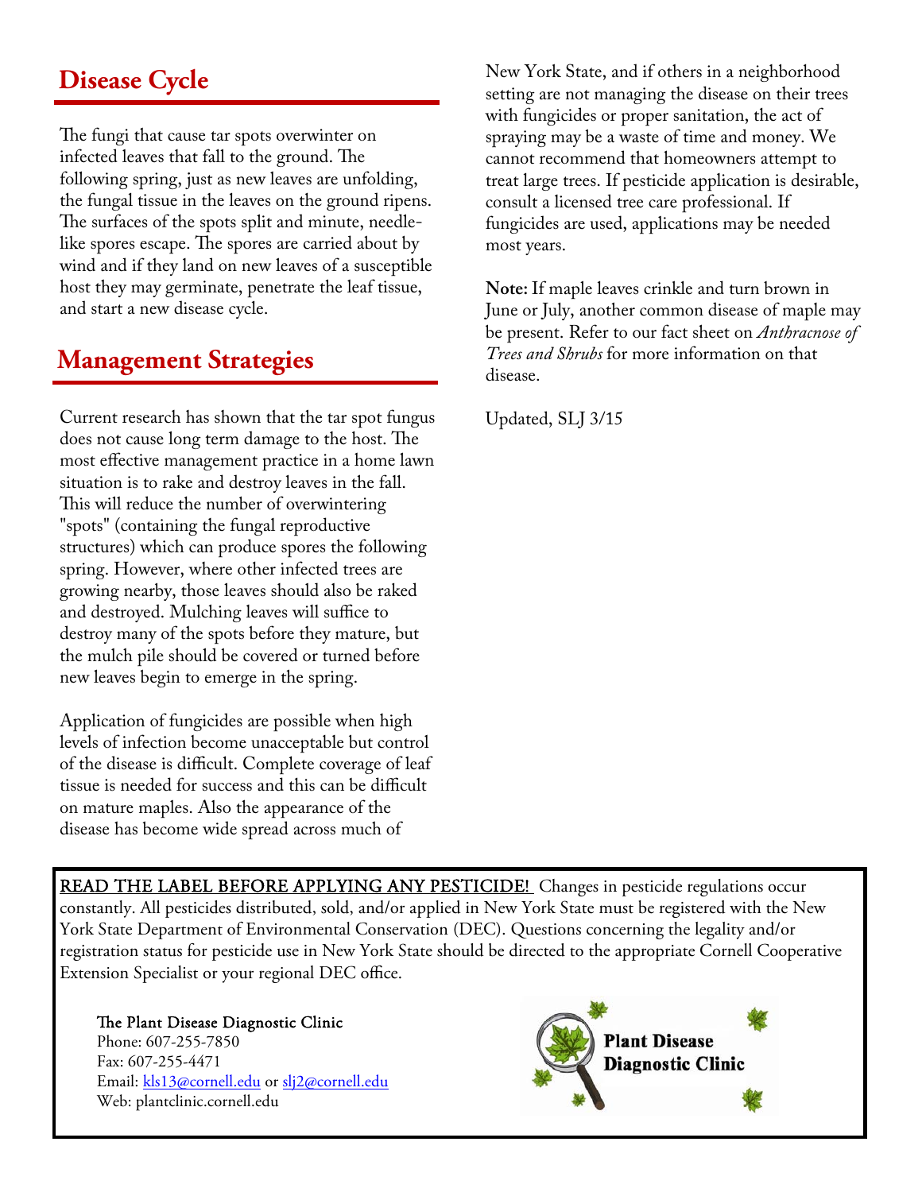## Disease Cycle

The fungi that cause tar spots overwinter on infected leaves that fall to the ground. The following spring, just as new leaves are unfolding, the fungal tissue in the leaves on the ground ripens. The surfaces of the spots split and minute, needle-like spores escape. The spores are carried about by wind and if they land on new leaves of a susceptible host they may germinate, penetrate the leaf tissue, and start a new disease cycle.

## Management Strategies

Current research has shown that the tar spot fungus does not cause long term damage to the host. The most effective management practice in a home lawn situation is to rake and destroy leaves in the fall. This will reduce the number of overwintering "spots" (containing the fungal reproductive structures) which can produce spores the following spring. However, where other infected trees are growing nearby, those leaves should also be raked and destroyed. Mulching leaves will suffice to destroy many of the spots before they mature, but the mulch pile should be covered or turned before new leaves begin to emerge in the spring.

Application of fungicides are possible when high levels of infection become unacceptable but control of the disease is difficult. Complete coverage of leaf tissue is needed for success and this can be difficult on mature maples. Also the appearance of the disease has become wide spread across much of New York State, and if others in a neighborhood setting are not managing the disease on their trees with fungicides or proper sanitation, the act of spraying may be a waste of time and money. We cannot recommend that homeowners attempt to treat large trees. If pesticide application is desirable, consult a licensed tree care professional. If fungicides are used, applications may be needed most years.

**Note:** If maple leaves crinkle and turn brown in June or July, another common disease of maple may be present. Refer to our fact sheet on *Anthracnose of Trees and Shrubs* for more information on that disease.

Updated, SLJ 3/15

READ THE LABEL BEFORE APPLYING ANY PESTICIDE! Changes in pesticide regulations occur constantly. All pesticides distributed, sold, and/or applied in New York State must be registered with the New York State Department of Environmental Conservation (DEC). Questions concerning the legality and/or registration status for pesticide use in New York State should be directed to the appropriate Cornell Cooperative Extension Specialist or your regional DEC office.

The Plant Disease Diagnostic Clinic
Phone: 607-255-7850
Fax: 607-255-4471
Email: kls13@cornell.edu or slj2@cornell.edu
Web: plantclinic.cornell.edu

Plant Disease Diagnostic Clinic